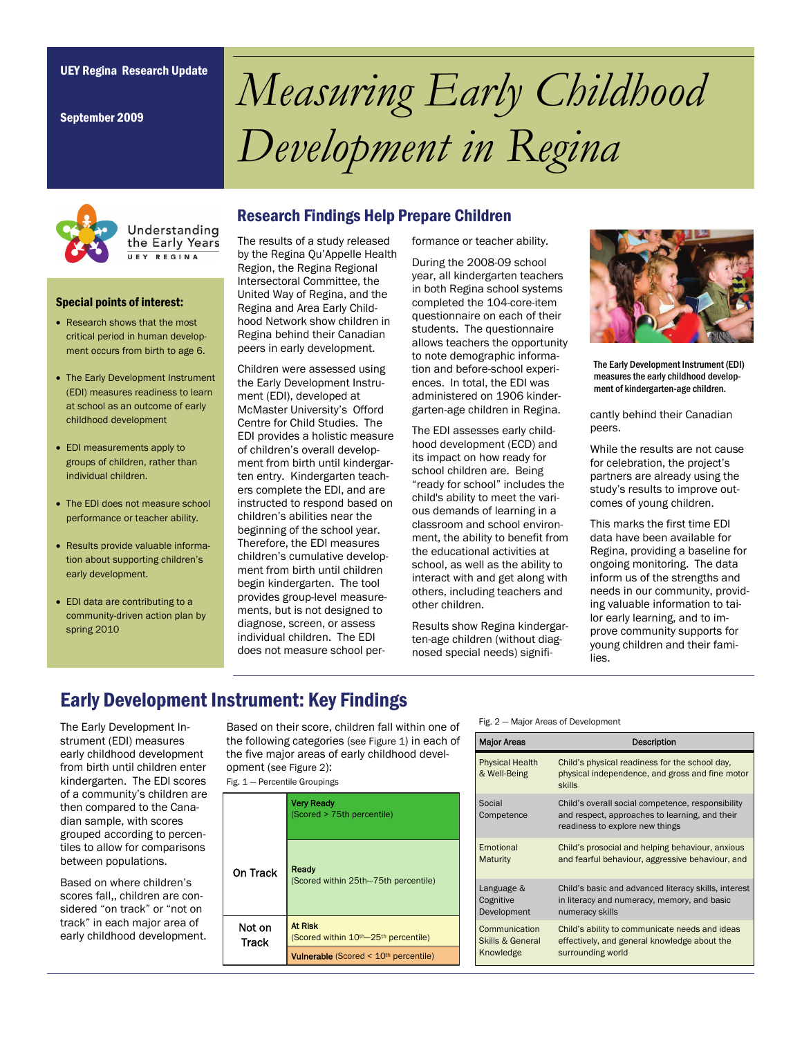UEY Regina Research Update

September 2009

# *Measuring Early Childhood Development in Regina*

Understanding the Early Years
UEY REGINA

### Special points of interest:

- Research shows that the most critical period in human development occurs from birth to age 6.
- The Early Development Instrument (EDI) measures readiness to learn at school as an outcome of early childhood development
- EDI measurements apply to groups of children, rather than individual children.
- The EDI does not measure school performance or teacher ability.
- Results provide valuable information about supporting children's early development.
- EDI data are contributing to a community-driven action plan by spring 2010

## Research Findings Help Prepare Children

The results of a study released by the Regina Qu'Appelle Health Region, the Regina Regional Intersectoral Committee, the United Way of Regina, and the Regina and Area Early Childhood Network show children in Regina behind their Canadian peers in early development.

Children were assessed using the Early Development Instrument (EDI), developed at McMaster University's Offord Centre for Child Studies. The EDI provides a holistic measure of children's overall development from birth until kindergarten entry. Kindergarten teachers complete the EDI, and are instructed to respond based on children's abilities near the beginning of the school year. Therefore, the EDI measures children's cumulative development from birth until children begin kindergarten. The tool provides group-level measurements, but is not designed to diagnose, screen, or assess individual children. The EDI does not measure school performance or teacher ability.

During the 2008-09 school year, all kindergarten teachers in both Regina school systems completed the 104-core-item questionnaire on each of their students. The questionnaire allows teachers the opportunity to note demographic information and before-school experiences. In total, the EDI was administered on 1906 kindergarten-age children in Regina.

The EDI assesses early childhood development (ECD) and its impact on how ready for school children are. Being "ready for school" includes the child's ability to meet the various demands of learning in a classroom and school environment, the ability to benefit from the educational activities at school, as well as the ability to interact with and get along with others, including teachers and other children.

Results show Regina kindergarten-age children (without diagnosed special needs) significantly behind their Canadian peers.

The Early Development Instrument (EDI) measures the early childhood development of kindergarten-age children.

While the results are not cause for celebration, the project's partners are already using the study's results to improve outcomes of young children.

This marks the first time EDI data have been available for Regina, providing a baseline for ongoing monitoring. The data inform us of the strengths and needs in our community, providing valuable information to tailor early learning, and to improve community supports for young children and their families.

## Early Development Instrument: Key Findings

The Early Development Instrument (EDI) measures early childhood development from birth until children enter kindergarten. The EDI scores of a community's children are then compared to the Canadian sample, with scores grouped according to percentiles to allow for comparisons between populations.

Based on where children's scores fall,, children are considered "on track" or "not on track" in each major area of early childhood development.

Based on their score, children fall within one of the following categories (see Figure 1) in each of the five major areas of early childhood development (see Figure 2):

Fig. 1 — Percentile Groupings

| | |
|---|---|
| On Track | **Very Ready** (Scored > 75th percentile) |
| | **Ready** (Scored within 25th—75th percentile) |
| Not on Track | **At Risk** (Scored within 10th—25th percentile) |
| | **Vulnerable** (Scored < 10th percentile) |

Fig. 2 — Major Areas of Development

| Major Areas | Description |
|---|---|
| Physical Health & Well-Being | Child's physical readiness for the school day, physical independence, and gross and fine motor skills |
| Social Competence | Child's overall social competence, responsibility and respect, approaches to learning, and their readiness to explore new things |
| Emotional Maturity | Child's prosocial and helping behaviour, anxious and fearful behaviour, aggressive behaviour, and |
| Language & Cognitive Development | Child's basic and advanced literacy skills, interest in literacy and numeracy, memory, and basic numeracy skills |
| Communication Skills & General Knowledge | Child's ability to communicate needs and ideas effectively, and general knowledge about the surrounding world |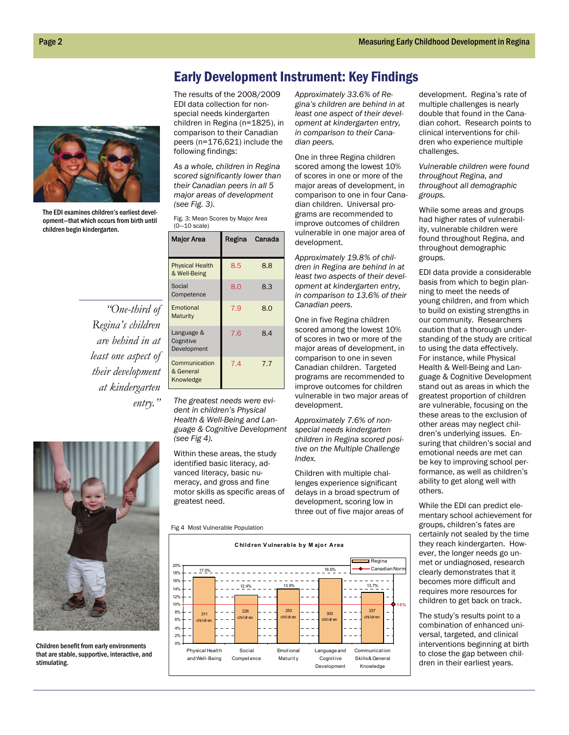## Early Development Instrument: Key Findings

The EDI examines children's earliest development—that which occurs from birth until children begin kindergarten.

The results of the 2008/2009 EDI data collection for non-special needs kindergarten children in Regina (n=1825), in comparison to their Canadian peers (n=176,621) include the following findings:

*As a whole, children in Regina scored significantly lower than their Canadian peers in all 5 major areas of development (see Fig. 3).*

Fig. 3: Mean Scores by Major Area (0—10 scale)

| Major Area | Regina | Canada |
|---|---|---|
| Physical Health & Well-Being | 8.5 | 8.8 |
| Social Competence | 8.0 | 8.3 |
| Emotional Maturity | 7.9 | 8.0 |
| Language & Cognitive Development | 7.6 | 8.4 |
| Communication & General Knowledge | 7.4 | 7.7 |

*The greatest needs were evident in children's Physical Health & Well-Being and Language & Cognitive Development (see Fig 4).*

Within these areas, the study identified basic literacy, advanced literacy, basic numeracy, and gross and fine motor skills as specific areas of greatest need.

*Approximately 33.6% of Regina's children are behind in at least one aspect of their development at kindergarten entry, in comparison to their Canadian peers.*

One in three Regina children scored among the lowest 10% of scores in one or more of the major areas of development, in comparison to one in four Canadian children. Universal programs are recommended to improve outcomes of children vulnerable in one major area of development.

*Approximately 19.8% of children in Regina are behind in at least two aspects of their development at kindergarten entry, in comparison to 13.6% of their Canadian peers.*

One in five Regina children scored among the lowest 10% of scores in two or more of the major areas of development, in comparison to one in seven Canadian children. Targeted programs are recommended to improve outcomes for children vulnerable in two major areas of development.

*Approximately 7.6% of non-special needs kindergarten children in Regina scored positive on the Multiple Challenge Index.*

Children with multiple challenges experience significant delays in a broad spectrum of development, scoring low in three out of five major areas of development. Regina's rate of multiple challenges is nearly double that found in the Canadian cohort. Research points to clinical interventions for children who experience multiple challenges.

*Vulnerable children were found throughout Regina, and throughout all demographic groups.*

While some areas and groups had higher rates of vulnerability, vulnerable children were found throughout Regina, and throughout demographic groups.

> *"One-third of Regina's children are behind in at least one aspect of their development at kindergarten entry."*

EDI data provide a considerable basis from which to begin planning to meet the needs of young children, and from which to build on existing strengths in our community. Researchers caution that a thorough understanding of the study are critical to using the data effectively. For instance, while Physical Health & Well-Being and Language & Cognitive Development stand out as areas in which the greatest proportion of children are vulnerable, focusing on the these areas to the exclusion of other areas may neglect children's underlying issues. Ensuring that children's social and emotional needs are met can be key to improving school performance, as well as children's ability to get along well with others.

While the EDI can predict elementary school achievement for groups, children's fates are certainly not sealed by the time they reach kindergarten. However, the longer needs go unmet or undiagnosed, research clearly demonstrates that it becomes more difficult and requires more resources for children to get back on track.

The study's results point to a combination of enhanced universal, targeted, and clinical interventions beginning at birth to close the gap between children in their earliest years.

Fig 4 Most Vulnerable Population

**Children Vulnerable by Major Area**

| Major Area | Regina | Children | Canadian Norm |
|---|---|---|---|
| Physical Health and Well-Being | 17.0% | 311 children | 10% |
| Social Competence | 12.4% | 226 children | 10% |
| Emotional Maturity | 13.9% | 253 children | 10% |
| Language and Cognitive Development | 16.6% | 303 children | 10% |
| Communication Skills & General Knowledge | 13.7% | 237 children | 10% |

Children benefit from early environments that are stable, supportive, interactive, and stimulating.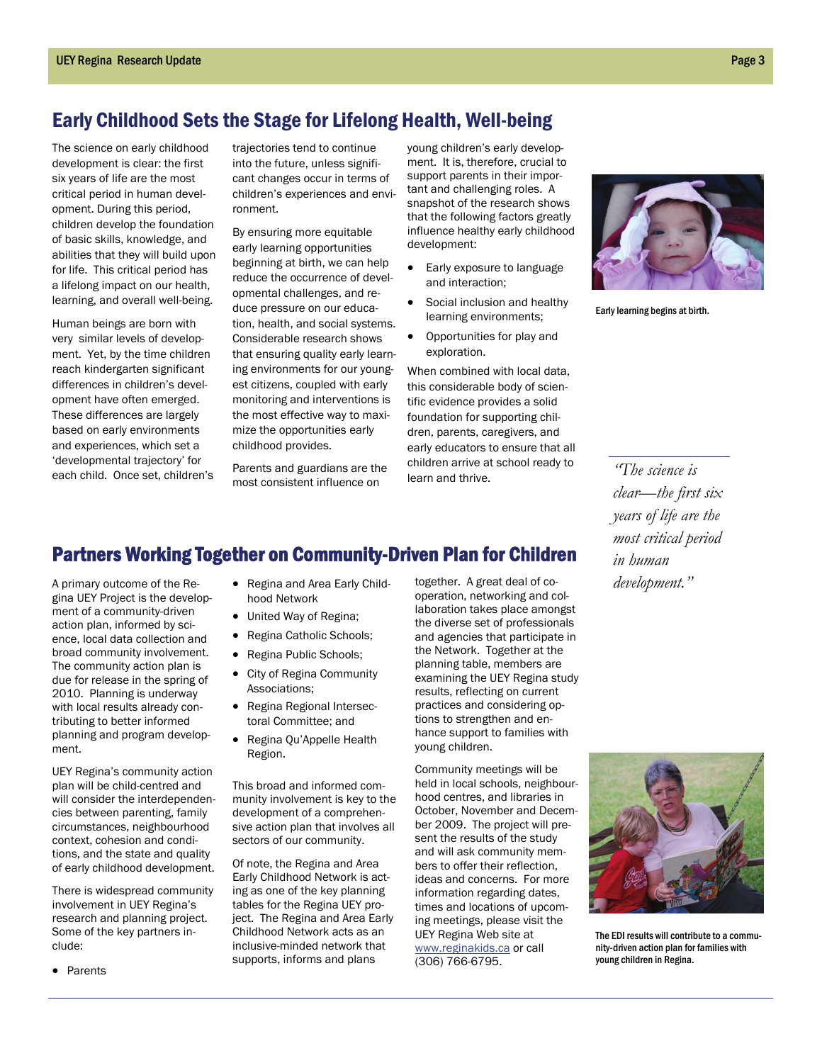## Early Childhood Sets the Stage for Lifelong Health, Well-being

The science on early childhood development is clear: the first six years of life are the most critical period in human development. During this period, children develop the foundation of basic skills, knowledge, and abilities that they will build upon for life. This critical period has a lifelong impact on our health, learning, and overall well-being.

Human beings are born with very similar levels of development. Yet, by the time children reach kindergarten significant differences in children's development have often emerged. These differences are largely based on early environments and experiences, which set a 'developmental trajectory' for each child. Once set, children's trajectories tend to continue into the future, unless significant changes occur in terms of children's experiences and environment.

By ensuring more equitable early learning opportunities beginning at birth, we can help reduce the occurrence of developmental challenges, and reduce pressure on our education, health, and social systems. Considerable research shows that ensuring quality early learning environments for our youngest citizens, coupled with early monitoring and interventions is the most effective way to maximize the opportunities early childhood provides.

Parents and guardians are the most consistent influence on young children's early development. It is, therefore, crucial to support parents in their important and challenging roles. A snapshot of the research shows that the following factors greatly influence healthy early childhood development:

- Early exposure to language and interaction;
- Social inclusion and healthy learning environments;
- Opportunities for play and exploration.

When combined with local data, this considerable body of scientific evidence provides a solid foundation for supporting children, parents, caregivers, and early educators to ensure that all children arrive at school ready to learn and thrive.

Early learning begins at birth.

*"The science is clear—the first six years of life are the most critical period in human development."*

## Partners Working Together on Community-Driven Plan for Children

A primary outcome of the Regina UEY Project is the development of a community-driven action plan, informed by science, local data collection and broad community involvement. The community action plan is due for release in the spring of 2010. Planning is underway with local results already contributing to better informed planning and program development.

UEY Regina's community action plan will be child-centred and will consider the interdependencies between parenting, family circumstances, neighbourhood context, cohesion and conditions, and the state and quality of early childhood development.

There is widespread community involvement in UEY Regina's research and planning project. Some of the key partners include:

- Parents
- Regina and Area Early Childhood Network
- United Way of Regina;
- Regina Catholic Schools;
- Regina Public Schools;
- City of Regina Community Associations;
- Regina Regional Intersectoral Committee; and
- Regina Qu'Appelle Health Region.

This broad and informed community involvement is key to the development of a comprehensive action plan that involves all sectors of our community.

Of note, the Regina and Area Early Childhood Network is acting as one of the key planning tables for the Regina UEY project. The Regina and Area Early Childhood Network acts as an inclusive-minded network that supports, informs and plans together. A great deal of cooperation, networking and collaboration takes place amongst the diverse set of professionals and agencies that participate in the Network. Together at the planning table, members are examining the UEY Regina study results, reflecting on current practices and considering options to strengthen and enhance support to families with young children.

Community meetings will be held in local schools, neighbourhood centres, and libraries in October, November and December 2009. The project will present the results of the study and will ask community members to offer their reflection, ideas and concerns. For more information regarding dates, times and locations of upcoming meetings, please visit the UEY Regina Web site at www.reginakids.ca or call (306) 766-6795.

The EDI results will contribute to a community-driven action plan for families with young children in Regina.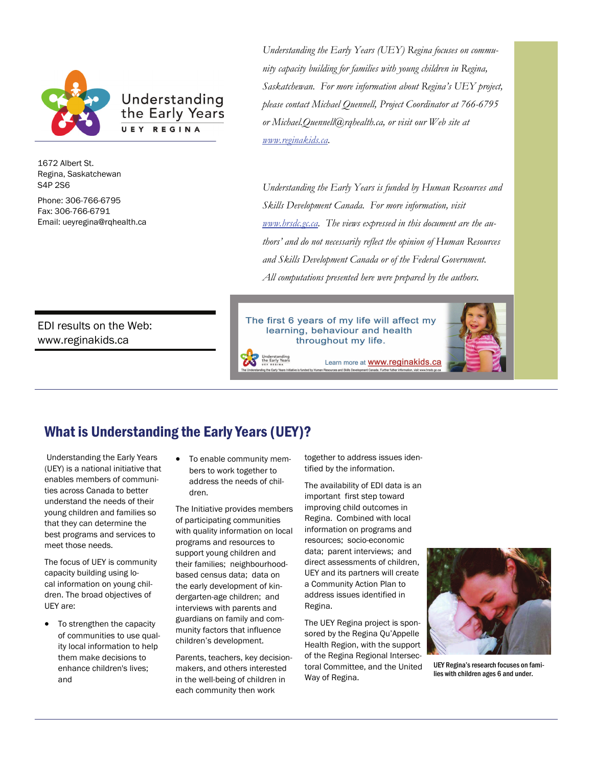Understanding the Early Years
UEY REGINA

1672 Albert St.
Regina, Saskatchewan
S4P 2S6

Phone: 306-766-6795
Fax: 306-766-6791
Email: ueyregina@rqhealth.ca

*Understanding the Early Years (UEY) Regina focuses on community capacity building for families with young children in Regina, Saskatchewan. For more information about Regina's UEY project, please contact Michael Quennell, Project Coordinator at 766-6795 or Michael.Quennell@rqhealth.ca, or visit our Web site at www.reginakids.ca.*

*Understanding the Early Years is funded by Human Resources and Skills Development Canada. For more information, visit www.hrsdc.gc.ca. The views expressed in this document are the authors' and do not necessarily reflect the opinion of Human Resources and Skills Development Canada or of the Federal Government. All computations presented here were prepared by the authors.*

EDI results on the Web:
www.reginakids.ca

The first 6 years of my life will affect my learning, behaviour and health throughout my life.

Learn more at www.reginakids.ca

## What is Understanding the Early Years (UEY)?

Understanding the Early Years (UEY) is a national initiative that enables members of communities across Canada to better understand the needs of their young children and families so that they can determine the best programs and services to meet those needs.

The focus of UEY is community capacity building using local information on young children. The broad objectives of UEY are:

- To strengthen the capacity of communities to use quality local information to help them make decisions to enhance children's lives; and
- To enable community members to work together to address the needs of children.

The Initiative provides members of participating communities with quality information on local programs and resources to support young children and their families; neighbourhood-based census data; data on the early development of kindergarten-age children; and interviews with parents and guardians on family and community factors that influence children's development.

Parents, teachers, key decision-makers, and others interested in the well-being of children in each community then work together to address issues identified by the information.

The availability of EDI data is an important first step toward improving child outcomes in Regina. Combined with local information on programs and resources; socio-economic data; parent interviews; and direct assessments of children, UEY and its partners will create a Community Action Plan to address issues identified in Regina.

The UEY Regina project is sponsored by the Regina Qu'Appelle Health Region, with the support of the Regina Regional Intersectoral Committee, and the United Way of Regina.

UEY Regina's research focuses on families with children ages 6 and under.